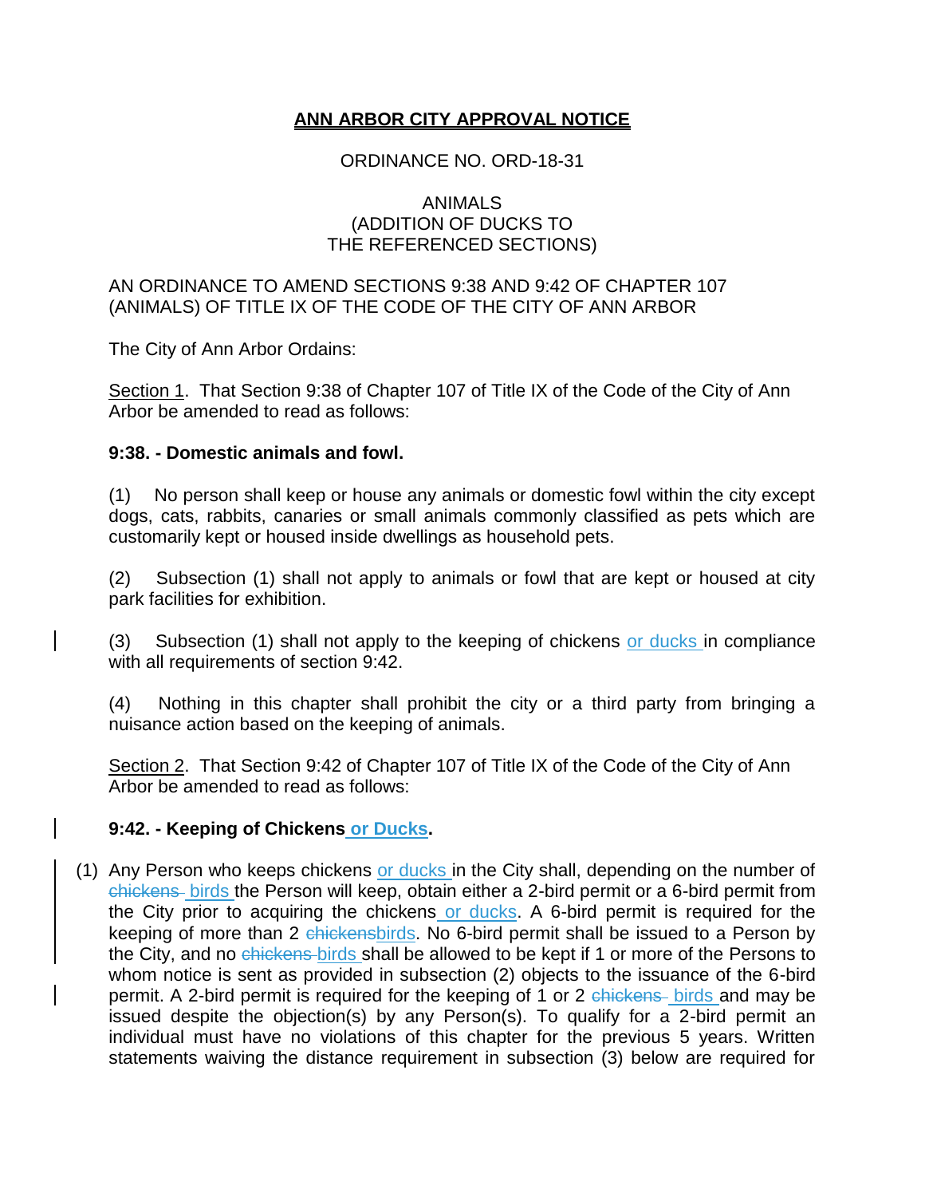**ANN ARBOR CITY APPROVAL NOTICE**

ORDINANCE NO. ORD-18-31

ANIMALS
(ADDITION OF DUCKS TO
THE REFERENCED SECTIONS)

AN ORDINANCE TO AMEND SECTIONS 9:38 AND 9:42 OF CHAPTER 107 (ANIMALS) OF TITLE IX OF THE CODE OF THE CITY OF ANN ARBOR

The City of Ann Arbor Ordains:

Section 1. That Section 9:38 of Chapter 107 of Title IX of the Code of the City of Ann Arbor be amended to read as follows:

**9:38. - Domestic animals and fowl.**

(1) No person shall keep or house any animals or domestic fowl within the city except dogs, cats, rabbits, canaries or small animals commonly classified as pets which are customarily kept or housed inside dwellings as household pets.

(2) Subsection (1) shall not apply to animals or fowl that are kept or housed at city park facilities for exhibition.

(3) Subsection (1) shall not apply to the keeping of chickens or ducks in compliance with all requirements of section 9:42.

(4) Nothing in this chapter shall prohibit the city or a third party from bringing a nuisance action based on the keeping of animals.

Section 2. That Section 9:42 of Chapter 107 of Title IX of the Code of the City of Ann Arbor be amended to read as follows:

**9:42. - Keeping of Chickens or Ducks.**

(1) Any Person who keeps chickens or ducks in the City shall, depending on the number of ~~chickens~~ birds the Person will keep, obtain either a 2-bird permit or a 6-bird permit from the City prior to acquiring the chickens or ducks. A 6-bird permit is required for the keeping of more than 2 ~~chickens~~birds. No 6-bird permit shall be issued to a Person by the City, and no ~~chickens~~ birds shall be allowed to be kept if 1 or more of the Persons to whom notice is sent as provided in subsection (2) objects to the issuance of the 6-bird permit. A 2-bird permit is required for the keeping of 1 or 2 ~~chickens~~ birds and may be issued despite the objection(s) by any Person(s). To qualify for a 2-bird permit an individual must have no violations of this chapter for the previous 5 years. Written statements waiving the distance requirement in subsection (3) below are required for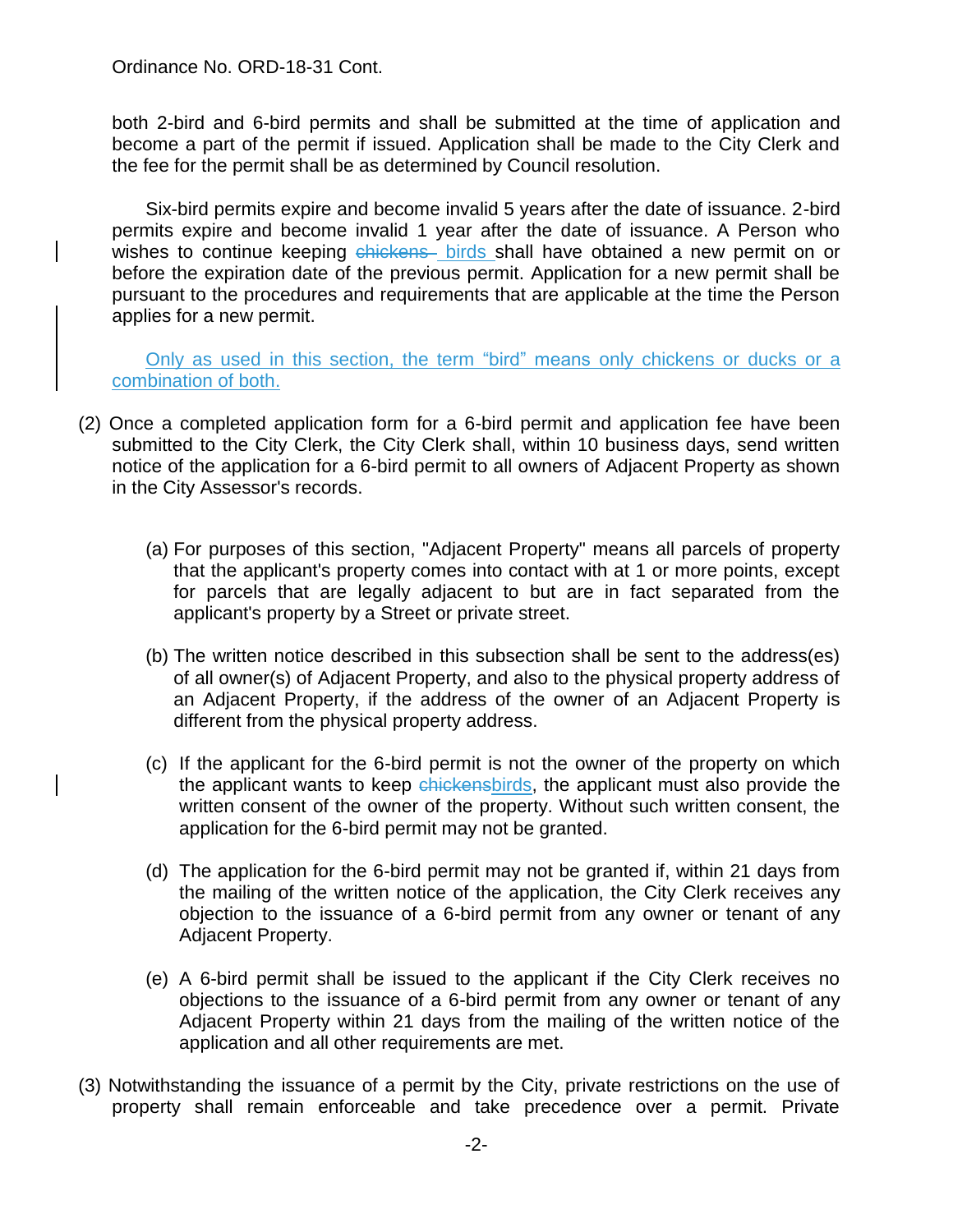Ordinance No. ORD-18-31 Cont.

both 2-bird and 6-bird permits and shall be submitted at the time of application and become a part of the permit if issued. Application shall be made to the City Clerk and the fee for the permit shall be as determined by Council resolution.

Six-bird permits expire and become invalid 5 years after the date of issuance. 2-bird permits expire and become invalid 1 year after the date of issuance. A Person who wishes to continue keeping ~~chickens~~ birds shall have obtained a new permit on or before the expiration date of the previous permit. Application for a new permit shall be pursuant to the procedures and requirements that are applicable at the time the Person applies for a new permit.

Only as used in this section, the term “bird” means only chickens or ducks or a combination of both.

(2) Once a completed application form for a 6-bird permit and application fee have been submitted to the City Clerk, the City Clerk shall, within 10 business days, send written notice of the application for a 6-bird permit to all owners of Adjacent Property as shown in the City Assessor's records.

(a) For purposes of this section, "Adjacent Property" means all parcels of property that the applicant's property comes into contact with at 1 or more points, except for parcels that are legally adjacent to but are in fact separated from the applicant's property by a Street or private street.

(b) The written notice described in this subsection shall be sent to the address(es) of all owner(s) of Adjacent Property, and also to the physical property address of an Adjacent Property, if the address of the owner of an Adjacent Property is different from the physical property address.

(c) If the applicant for the 6-bird permit is not the owner of the property on which the applicant wants to keep ~~chickens~~birds, the applicant must also provide the written consent of the owner of the property. Without such written consent, the application for the 6-bird permit may not be granted.

(d) The application for the 6-bird permit may not be granted if, within 21 days from the mailing of the written notice of the application, the City Clerk receives any objection to the issuance of a 6-bird permit from any owner or tenant of any Adjacent Property.

(e) A 6-bird permit shall be issued to the applicant if the City Clerk receives no objections to the issuance of a 6-bird permit from any owner or tenant of any Adjacent Property within 21 days from the mailing of the written notice of the application and all other requirements are met.

(3) Notwithstanding the issuance of a permit by the City, private restrictions on the use of property shall remain enforceable and take precedence over a permit. Private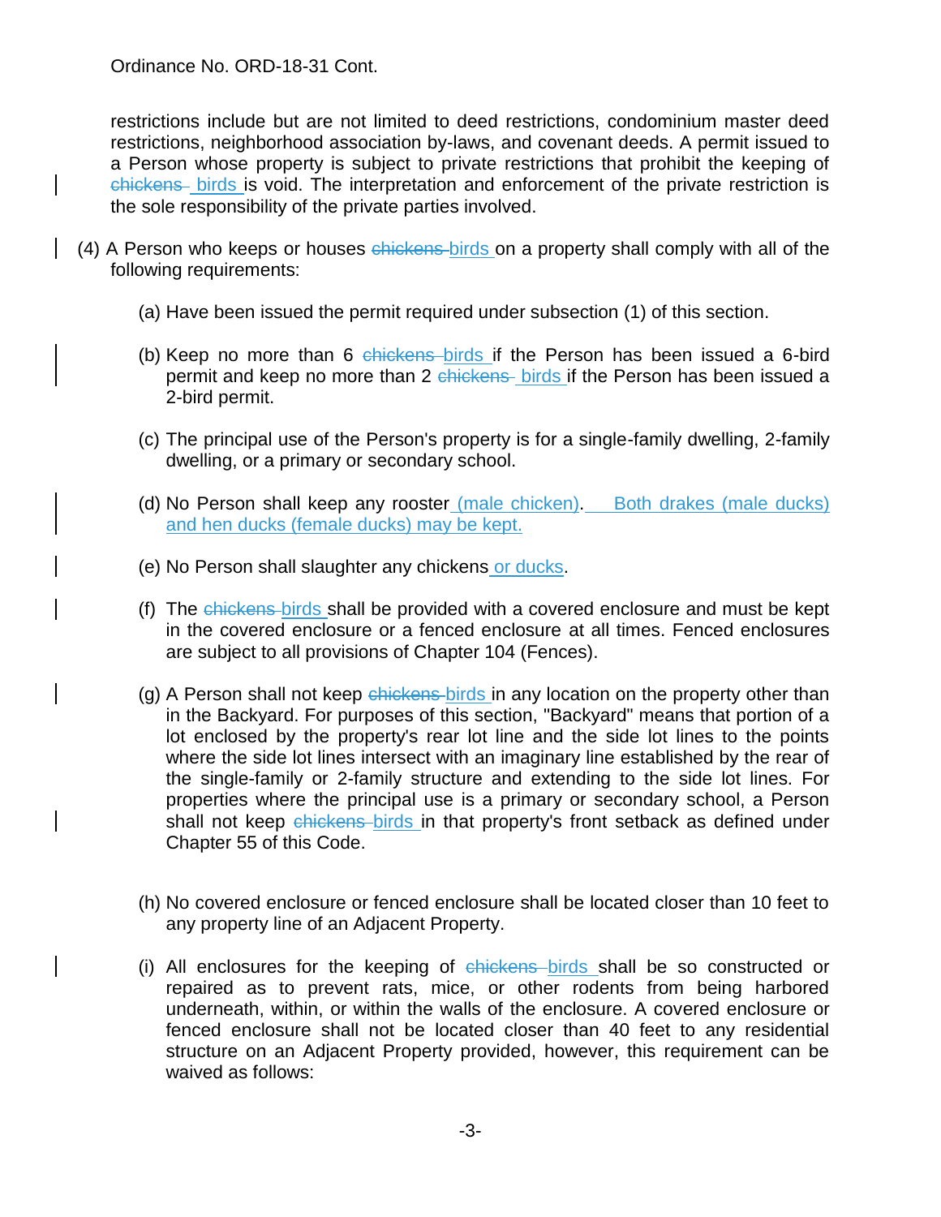restrictions include but are not limited to deed restrictions, condominium master deed restrictions, neighborhood association by-laws, and covenant deeds. A permit issued to a Person whose property is subject to private restrictions that prohibit the keeping of ~~chickens~~ birds is void. The interpretation and enforcement of the private restriction is the sole responsibility of the private parties involved.

(4) A Person who keeps or houses ~~chickens~~ birds on a property shall comply with all of the following requirements:

(a) Have been issued the permit required under subsection (1) of this section.

(b) Keep no more than 6 ~~chickens~~ birds if the Person has been issued a 6-bird permit and keep no more than 2 ~~chickens~~ birds if the Person has been issued a 2-bird permit.

(c) The principal use of the Person's property is for a single-family dwelling, 2-family dwelling, or a primary or secondary school.

(d) No Person shall keep any rooster (male chicken). Both drakes (male ducks) and hen ducks (female ducks) may be kept.

(e) No Person shall slaughter any chickens or ducks.

(f) The ~~chickens~~ birds shall be provided with a covered enclosure and must be kept in the covered enclosure or a fenced enclosure at all times. Fenced enclosures are subject to all provisions of Chapter 104 (Fences).

(g) A Person shall not keep ~~chickens~~ birds in any location on the property other than in the Backyard. For purposes of this section, "Backyard" means that portion of a lot enclosed by the property's rear lot line and the side lot lines to the points where the side lot lines intersect with an imaginary line established by the rear of the single-family or 2-family structure and extending to the side lot lines. For properties where the principal use is a primary or secondary school, a Person shall not keep ~~chickens~~ birds in that property's front setback as defined under Chapter 55 of this Code.

(h) No covered enclosure or fenced enclosure shall be located closer than 10 feet to any property line of an Adjacent Property.

(i) All enclosures for the keeping of ~~chickens~~ birds shall be so constructed or repaired as to prevent rats, mice, or other rodents from being harbored underneath, within, or within the walls of the enclosure. A covered enclosure or fenced enclosure shall not be located closer than 40 feet to any residential structure on an Adjacent Property provided, however, this requirement can be waived as follows: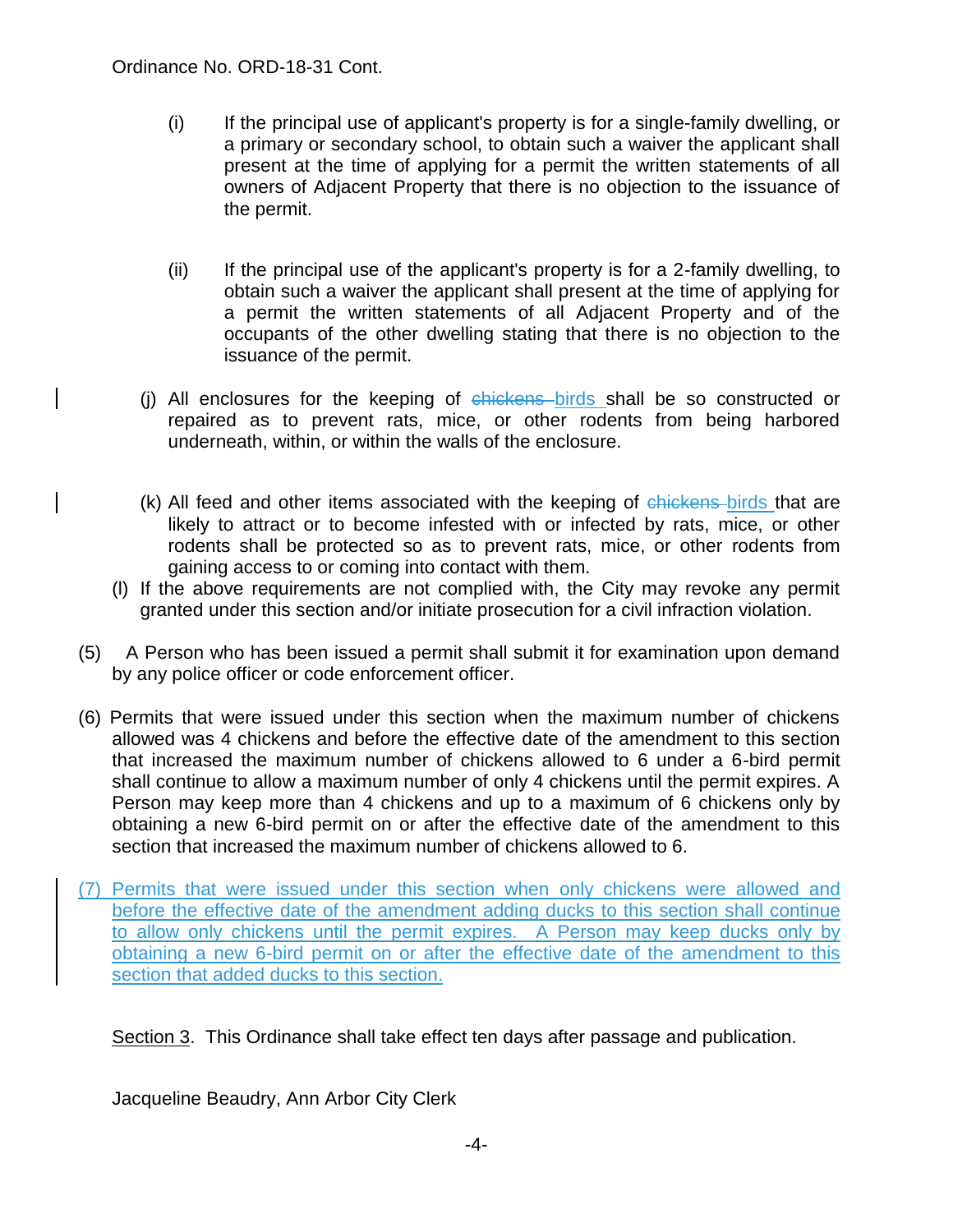Ordinance No. ORD-18-31 Cont.

(i) If the principal use of applicant's property is for a single-family dwelling, or a primary or secondary school, to obtain such a waiver the applicant shall present at the time of applying for a permit the written statements of all owners of Adjacent Property that there is no objection to the issuance of the permit.

(ii) If the principal use of the applicant's property is for a 2-family dwelling, to obtain such a waiver the applicant shall present at the time of applying for a permit the written statements of all Adjacent Property and of the occupants of the other dwelling stating that there is no objection to the issuance of the permit.

(j) All enclosures for the keeping of ~~chickens~~ <u>birds</u> shall be so constructed or repaired as to prevent rats, mice, or other rodents from being harbored underneath, within, or within the walls of the enclosure.

(k) All feed and other items associated with the keeping of ~~chickens~~ <u>birds</u> that are likely to attract or to become infested with or infected by rats, mice, or other rodents shall be protected so as to prevent rats, mice, or other rodents from gaining access to or coming into contact with them.

(l) If the above requirements are not complied with, the City may revoke any permit granted under this section and/or initiate prosecution for a civil infraction violation.

(5) A Person who has been issued a permit shall submit it for examination upon demand by any police officer or code enforcement officer.

(6) Permits that were issued under this section when the maximum number of chickens allowed was 4 chickens and before the effective date of the amendment to this section that increased the maximum number of chickens allowed to 6 under a 6-bird permit shall continue to allow a maximum number of only 4 chickens until the permit expires. A Person may keep more than 4 chickens and up to a maximum of 6 chickens only by obtaining a new 6-bird permit on or after the effective date of the amendment to this section that increased the maximum number of chickens allowed to 6.

<u>(7) Permits that were issued under this section when only chickens were allowed and before the effective date of the amendment adding ducks to this section shall continue to allow only chickens until the permit expires. A Person may keep ducks only by obtaining a new 6-bird permit on or after the effective date of the amendment to this section that added ducks to this section.</u>

<u>Section 3</u>. This Ordinance shall take effect ten days after passage and publication.

Jacqueline Beaudry, Ann Arbor City Clerk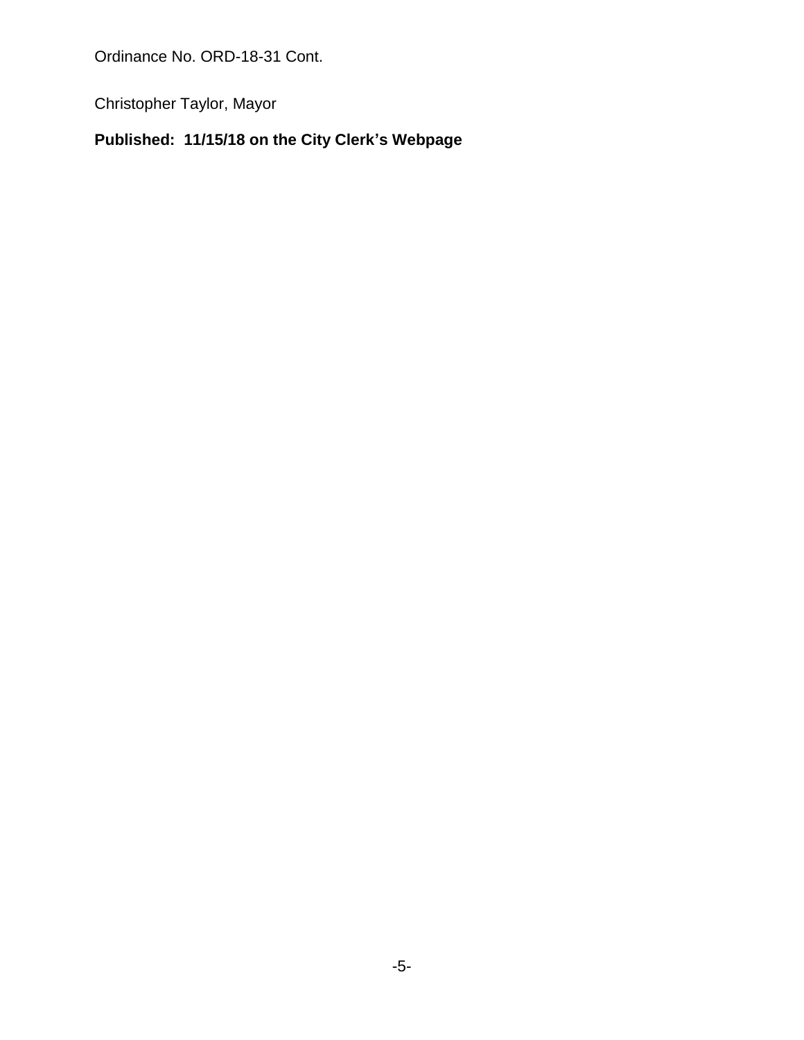Ordinance No. ORD-18-31 Cont.

Christopher Taylor, Mayor

**Published: 11/15/18 on the City Clerk's Webpage**